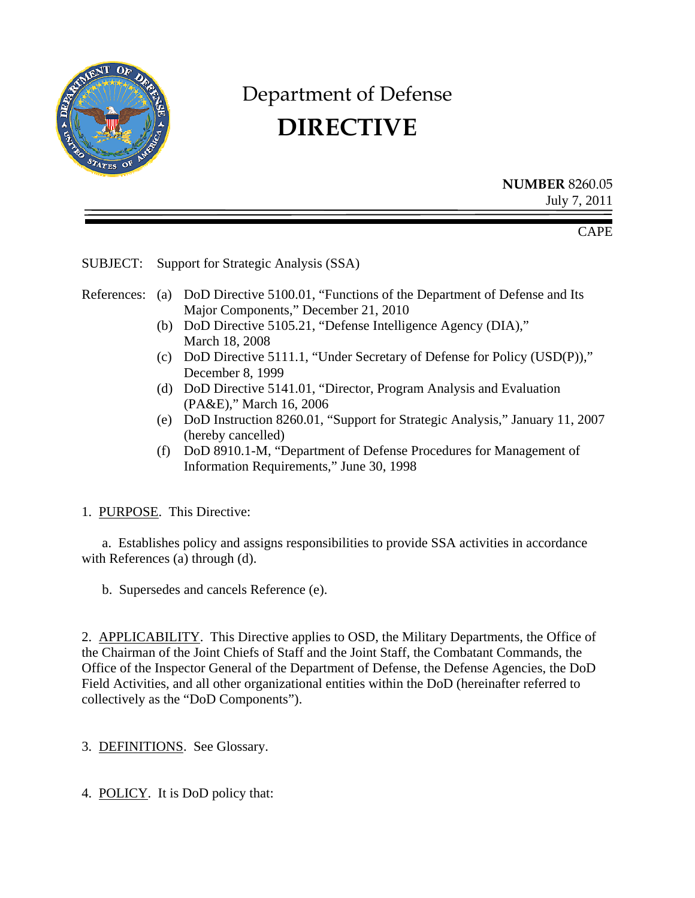# Department of Defense
# DIRECTIVE

**NUMBER** 8260.05
July 7, 2011

CAPE

SUBJECT: Support for Strategic Analysis (SSA)

References:
(a) DoD Directive 5100.01, "Functions of the Department of Defense and Its Major Components," December 21, 2010
(b) DoD Directive 5105.21, "Defense Intelligence Agency (DIA)," March 18, 2008
(c) DoD Directive 5111.1, "Under Secretary of Defense for Policy (USD(P))," December 8, 1999
(d) DoD Directive 5141.01, "Director, Program Analysis and Evaluation (PA&E)," March 16, 2006
(e) DoD Instruction 8260.01, "Support for Strategic Analysis," January 11, 2007 (hereby cancelled)
(f) DoD 8910.1-M, "Department of Defense Procedures for Management of Information Requirements," June 30, 1998

1. PURPOSE. This Directive:

a. Establishes policy and assigns responsibilities to provide SSA activities in accordance with References (a) through (d).

b. Supersedes and cancels Reference (e).

2. APPLICABILITY. This Directive applies to OSD, the Military Departments, the Office of the Chairman of the Joint Chiefs of Staff and the Joint Staff, the Combatant Commands, the Office of the Inspector General of the Department of Defense, the Defense Agencies, the DoD Field Activities, and all other organizational entities within the DoD (hereinafter referred to collectively as the "DoD Components").

3. DEFINITIONS. See Glossary.

4. POLICY. It is DoD policy that: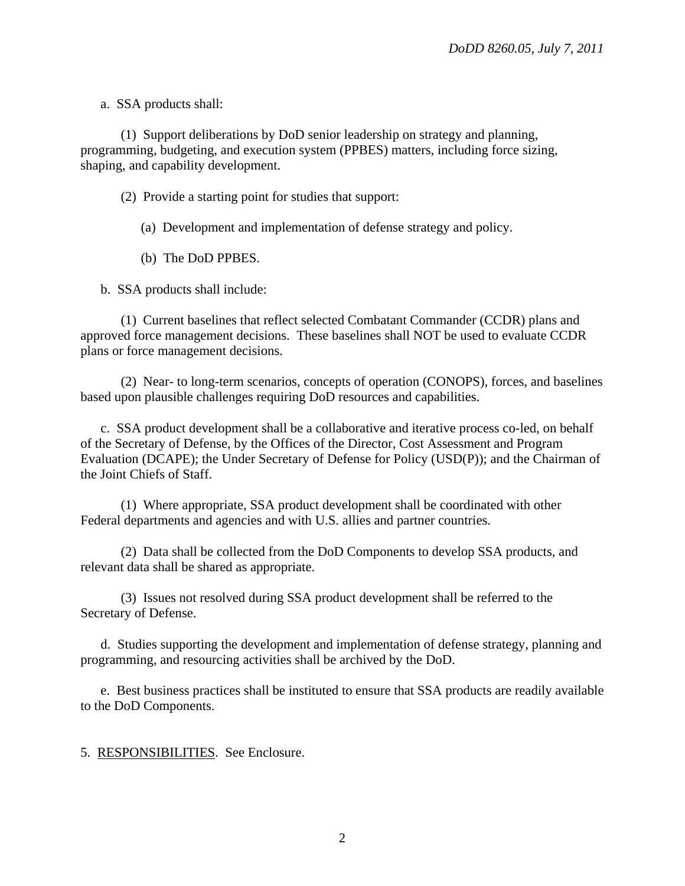a. SSA products shall:

(1) Support deliberations by DoD senior leadership on strategy and planning, programming, budgeting, and execution system (PPBES) matters, including force sizing, shaping, and capability development.

(2) Provide a starting point for studies that support:

(a) Development and implementation of defense strategy and policy.

(b) The DoD PPBES.

b. SSA products shall include:

(1) Current baselines that reflect selected Combatant Commander (CCDR) plans and approved force management decisions. These baselines shall NOT be used to evaluate CCDR plans or force management decisions.

(2) Near- to long-term scenarios, concepts of operation (CONOPS), forces, and baselines based upon plausible challenges requiring DoD resources and capabilities.

c. SSA product development shall be a collaborative and iterative process co-led, on behalf of the Secretary of Defense, by the Offices of the Director, Cost Assessment and Program Evaluation (DCAPE); the Under Secretary of Defense for Policy (USD(P)); and the Chairman of the Joint Chiefs of Staff.

(1) Where appropriate, SSA product development shall be coordinated with other Federal departments and agencies and with U.S. allies and partner countries.

(2) Data shall be collected from the DoD Components to develop SSA products, and relevant data shall be shared as appropriate.

(3) Issues not resolved during SSA product development shall be referred to the Secretary of Defense.

d. Studies supporting the development and implementation of defense strategy, planning and programming, and resourcing activities shall be archived by the DoD.

e. Best business practices shall be instituted to ensure that SSA products are readily available to the DoD Components.

5. <u>RESPONSIBILITIES</u>. See Enclosure.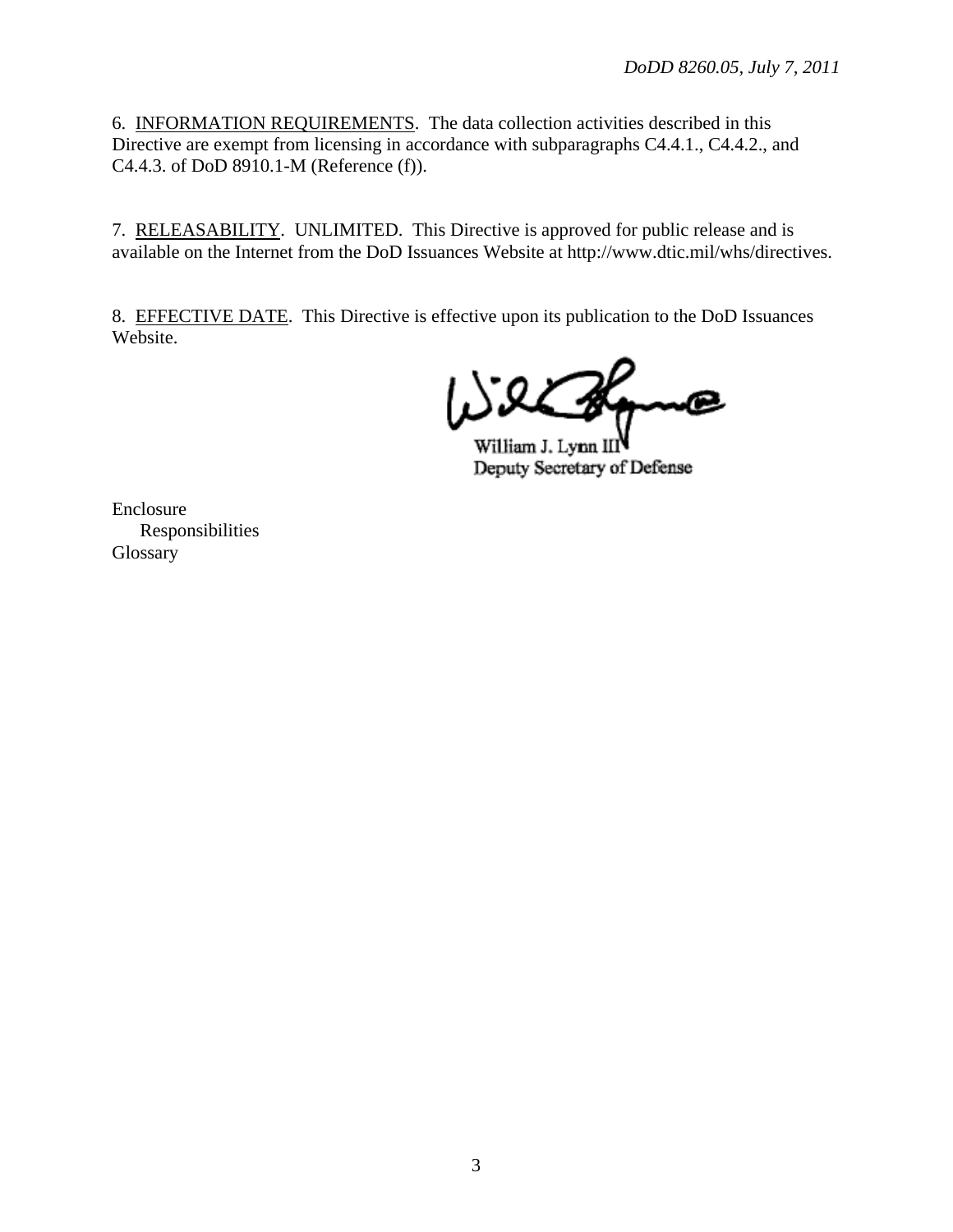6. <u>INFORMATION REQUIREMENTS</u>. The data collection activities described in this Directive are exempt from licensing in accordance with subparagraphs C4.4.1., C4.4.2., and C4.4.3. of DoD 8910.1-M (Reference (f)).

7. <u>RELEASABILITY</u>. UNLIMITED. This Directive is approved for public release and is available on the Internet from the DoD Issuances Website at http://www.dtic.mil/whs/directives.

8. <u>EFFECTIVE DATE</u>. This Directive is effective upon its publication to the DoD Issuances Website.

William J. Lynn III
Deputy Secretary of Defense

Enclosure
    Responsibilities
Glossary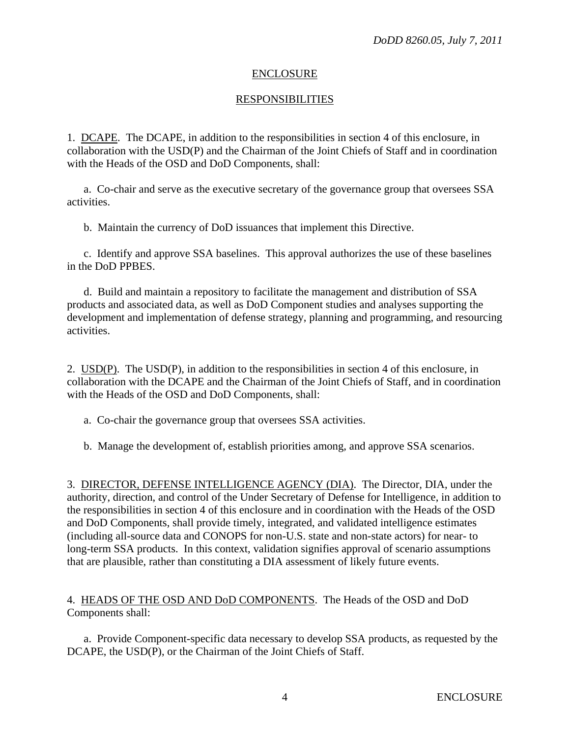## ENCLOSURE

## RESPONSIBILITIES

1. DCAPE. The DCAPE, in addition to the responsibilities in section 4 of this enclosure, in collaboration with the USD(P) and the Chairman of the Joint Chiefs of Staff and in coordination with the Heads of the OSD and DoD Components, shall:

a. Co-chair and serve as the executive secretary of the governance group that oversees SSA activities.

b. Maintain the currency of DoD issuances that implement this Directive.

c. Identify and approve SSA baselines. This approval authorizes the use of these baselines in the DoD PPBES.

d. Build and maintain a repository to facilitate the management and distribution of SSA products and associated data, as well as DoD Component studies and analyses supporting the development and implementation of defense strategy, planning and programming, and resourcing activities.

2. USD(P). The USD(P), in addition to the responsibilities in section 4 of this enclosure, in collaboration with the DCAPE and the Chairman of the Joint Chiefs of Staff, and in coordination with the Heads of the OSD and DoD Components, shall:

a. Co-chair the governance group that oversees SSA activities.

b. Manage the development of, establish priorities among, and approve SSA scenarios.

3. DIRECTOR, DEFENSE INTELLIGENCE AGENCY (DIA). The Director, DIA, under the authority, direction, and control of the Under Secretary of Defense for Intelligence, in addition to the responsibilities in section 4 of this enclosure and in coordination with the Heads of the OSD and DoD Components, shall provide timely, integrated, and validated intelligence estimates (including all-source data and CONOPS for non-U.S. state and non-state actors) for near- to long-term SSA products. In this context, validation signifies approval of scenario assumptions that are plausible, rather than constituting a DIA assessment of likely future events.

4. HEADS OF THE OSD AND DoD COMPONENTS. The Heads of the OSD and DoD Components shall:

a. Provide Component-specific data necessary to develop SSA products, as requested by the DCAPE, the USD(P), or the Chairman of the Joint Chiefs of Staff.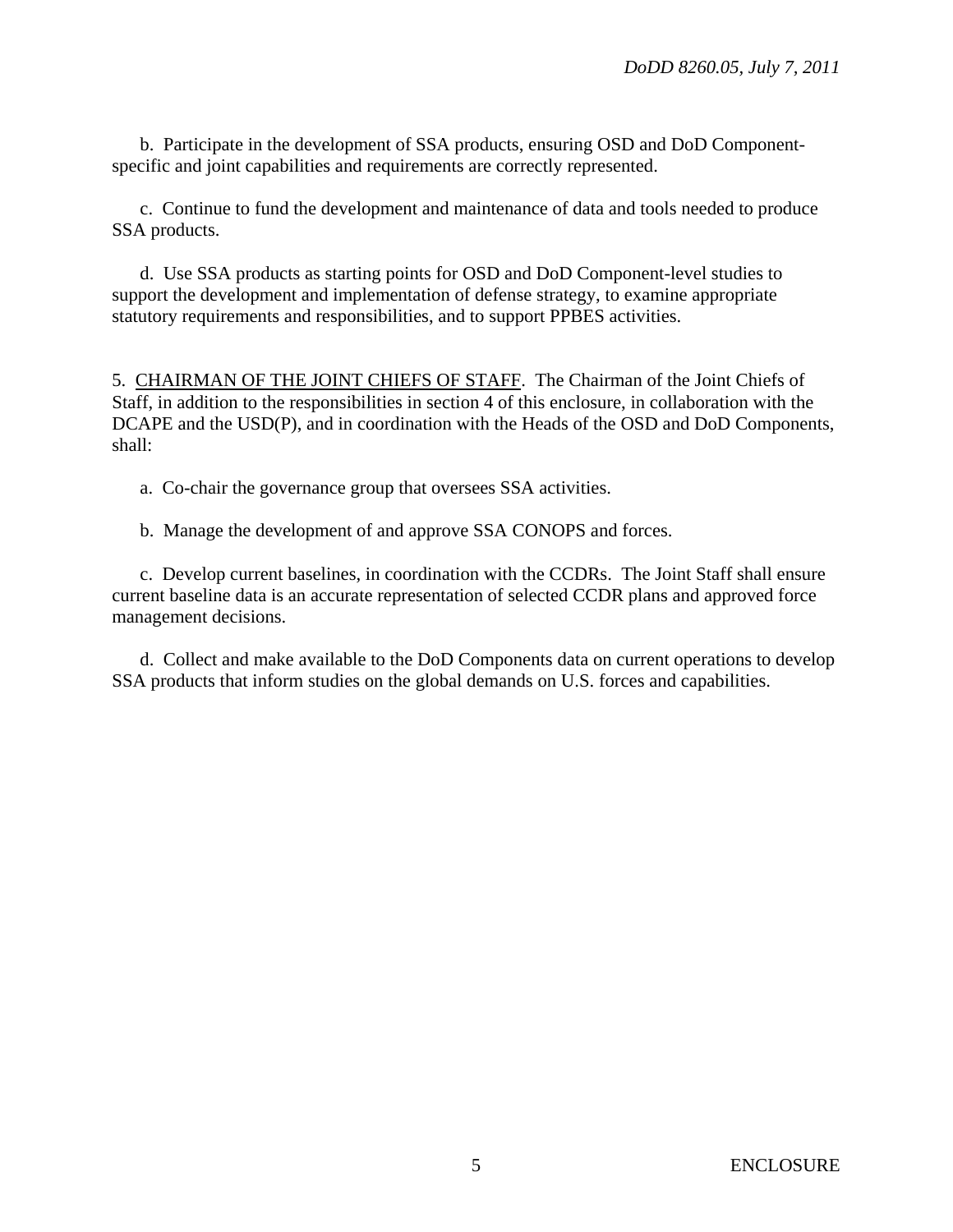b. Participate in the development of SSA products, ensuring OSD and DoD Component-specific and joint capabilities and requirements are correctly represented.

c. Continue to fund the development and maintenance of data and tools needed to produce SSA products.

d. Use SSA products as starting points for OSD and DoD Component-level studies to support the development and implementation of defense strategy, to examine appropriate statutory requirements and responsibilities, and to support PPBES activities.

5. CHAIRMAN OF THE JOINT CHIEFS OF STAFF. The Chairman of the Joint Chiefs of Staff, in addition to the responsibilities in section 4 of this enclosure, in collaboration with the DCAPE and the USD(P), and in coordination with the Heads of the OSD and DoD Components, shall:

a. Co-chair the governance group that oversees SSA activities.

b. Manage the development of and approve SSA CONOPS and forces.

c. Develop current baselines, in coordination with the CCDRs. The Joint Staff shall ensure current baseline data is an accurate representation of selected CCDR plans and approved force management decisions.

d. Collect and make available to the DoD Components data on current operations to develop SSA products that inform studies on the global demands on U.S. forces and capabilities.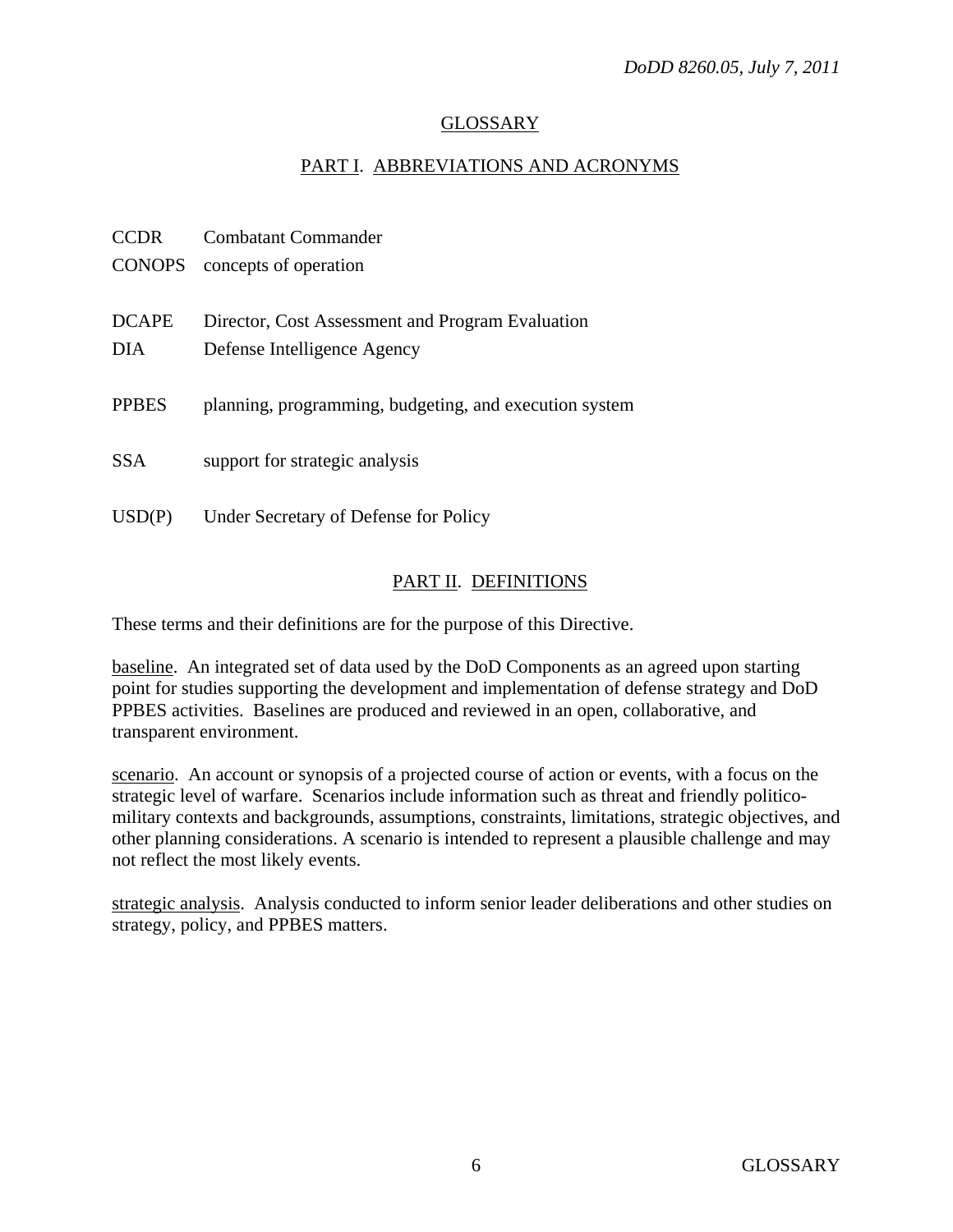# GLOSSARY

## PART I. ABBREVIATIONS AND ACRONYMS

| | |
|---|---|
| CCDR | Combatant Commander |
| CONOPS | concepts of operation |
| DCAPE | Director, Cost Assessment and Program Evaluation |
| DIA | Defense Intelligence Agency |
| PPBES | planning, programming, budgeting, and execution system |
| SSA | support for strategic analysis |
| USD(P) | Under Secretary of Defense for Policy |

## PART II. DEFINITIONS

These terms and their definitions are for the purpose of this Directive.

baseline. An integrated set of data used by the DoD Components as an agreed upon starting point for studies supporting the development and implementation of defense strategy and DoD PPBES activities. Baselines are produced and reviewed in an open, collaborative, and transparent environment.

scenario. An account or synopsis of a projected course of action or events, with a focus on the strategic level of warfare. Scenarios include information such as threat and friendly politico-military contexts and backgrounds, assumptions, constraints, limitations, strategic objectives, and other planning considerations. A scenario is intended to represent a plausible challenge and may not reflect the most likely events.

strategic analysis. Analysis conducted to inform senior leader deliberations and other studies on strategy, policy, and PPBES matters.